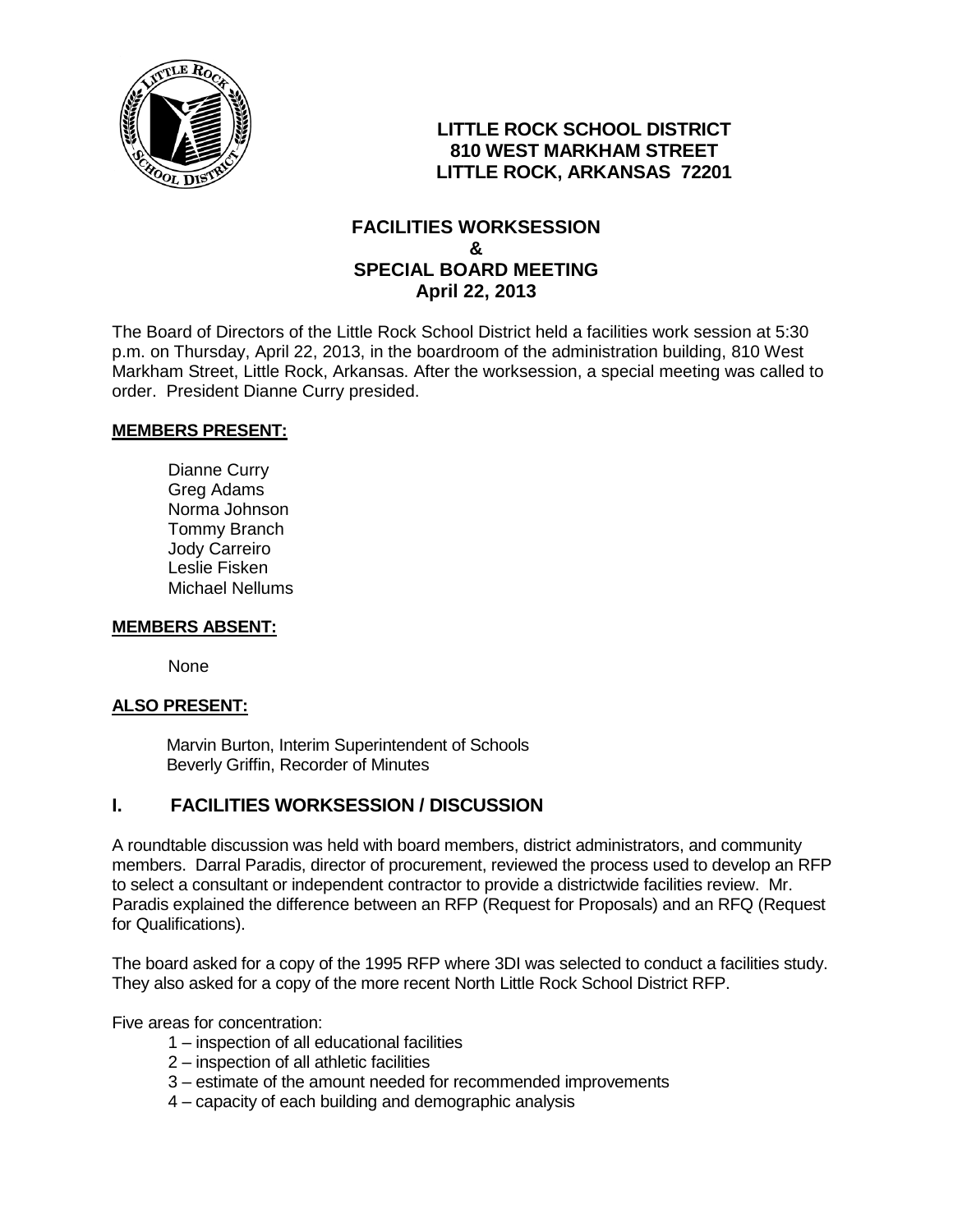**LITTLE ROCK SCHOOL DISTRICT**
**810 WEST MARKHAM STREET**
**LITTLE ROCK, ARKANSAS 72201**

**FACILITIES WORKSESSION**
**&**
**SPECIAL BOARD MEETING**
**April 22, 2013**

The Board of Directors of the Little Rock School District held a facilities work session at 5:30 p.m. on Thursday, April 22, 2013, in the boardroom of the administration building, 810 West Markham Street, Little Rock, Arkansas. After the worksession, a special meeting was called to order. President Dianne Curry presided.

**MEMBERS PRESENT:**

Dianne Curry
Greg Adams
Norma Johnson
Tommy Branch
Jody Carreiro
Leslie Fisken
Michael Nellums

**MEMBERS ABSENT:**

None

**ALSO PRESENT:**

Marvin Burton, Interim Superintendent of Schools
Beverly Griffin, Recorder of Minutes

## I. FACILITIES WORKSESSION / DISCUSSION

A roundtable discussion was held with board members, district administrators, and community members. Darral Paradis, director of procurement, reviewed the process used to develop an RFP to select a consultant or independent contractor to provide a districtwide facilities review. Mr. Paradis explained the difference between an RFP (Request for Proposals) and an RFQ (Request for Qualifications).

The board asked for a copy of the 1995 RFP where 3DI was selected to conduct a facilities study. They also asked for a copy of the more recent North Little Rock School District RFP.

Five areas for concentration:

1 – inspection of all educational facilities
2 – inspection of all athletic facilities
3 – estimate of the amount needed for recommended improvements
4 – capacity of each building and demographic analysis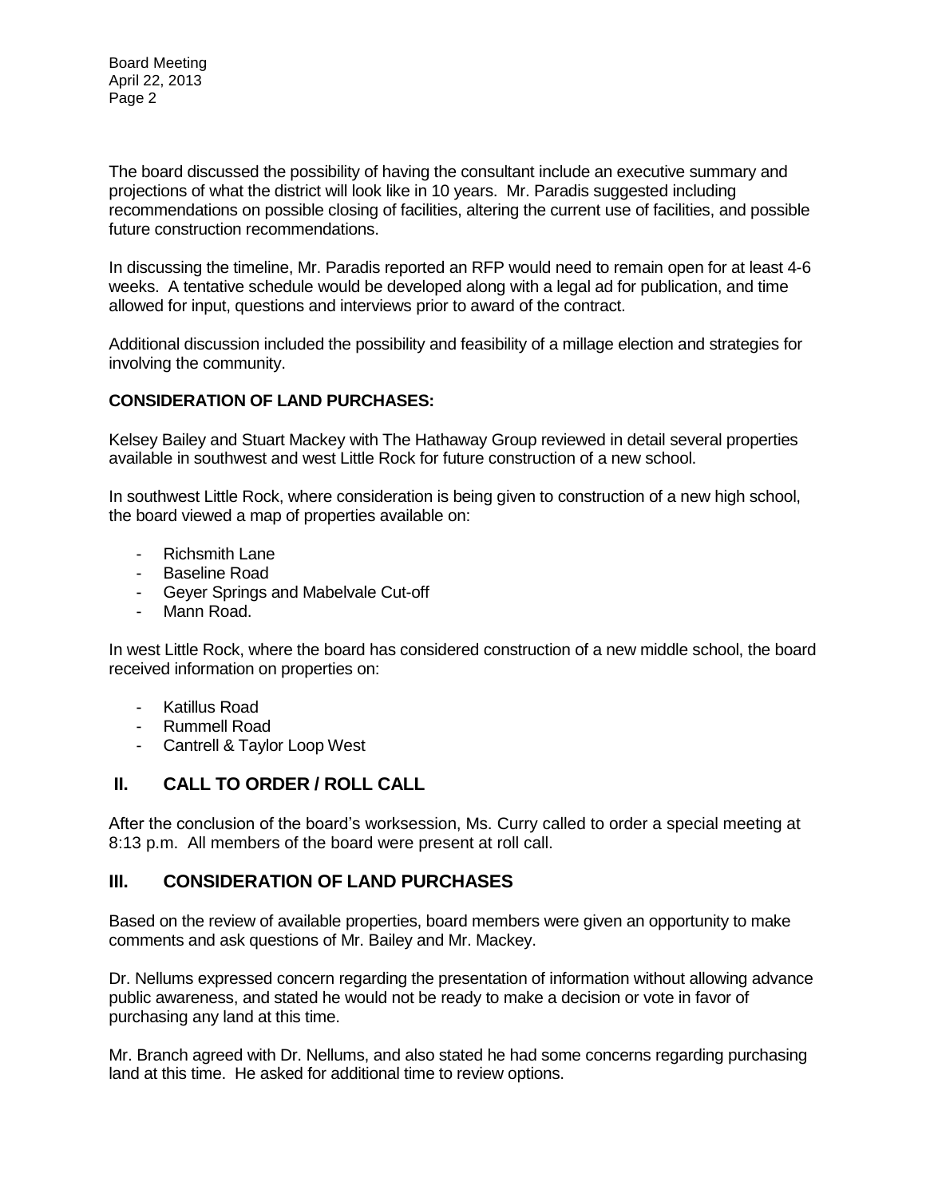The board discussed the possibility of having the consultant include an executive summary and projections of what the district will look like in 10 years. Mr. Paradis suggested including recommendations on possible closing of facilities, altering the current use of facilities, and possible future construction recommendations.

In discussing the timeline, Mr. Paradis reported an RFP would need to remain open for at least 4-6 weeks. A tentative schedule would be developed along with a legal ad for publication, and time allowed for input, questions and interviews prior to award of the contract.

Additional discussion included the possibility and feasibility of a millage election and strategies for involving the community.

**CONSIDERATION OF LAND PURCHASES:**

Kelsey Bailey and Stuart Mackey with The Hathaway Group reviewed in detail several properties available in southwest and west Little Rock for future construction of a new school.

In southwest Little Rock, where consideration is being given to construction of a new high school, the board viewed a map of properties available on:

- Richsmith Lane
- Baseline Road
- Geyer Springs and Mabelvale Cut-off
- Mann Road.

In west Little Rock, where the board has considered construction of a new middle school, the board received information on properties on:

- Katillus Road
- Rummell Road
- Cantrell & Taylor Loop West

## II. CALL TO ORDER / ROLL CALL

After the conclusion of the board's worksession, Ms. Curry called to order a special meeting at 8:13 p.m. All members of the board were present at roll call.

## III. CONSIDERATION OF LAND PURCHASES

Based on the review of available properties, board members were given an opportunity to make comments and ask questions of Mr. Bailey and Mr. Mackey.

Dr. Nellums expressed concern regarding the presentation of information without allowing advance public awareness, and stated he would not be ready to make a decision or vote in favor of purchasing any land at this time.

Mr. Branch agreed with Dr. Nellums, and also stated he had some concerns regarding purchasing land at this time. He asked for additional time to review options.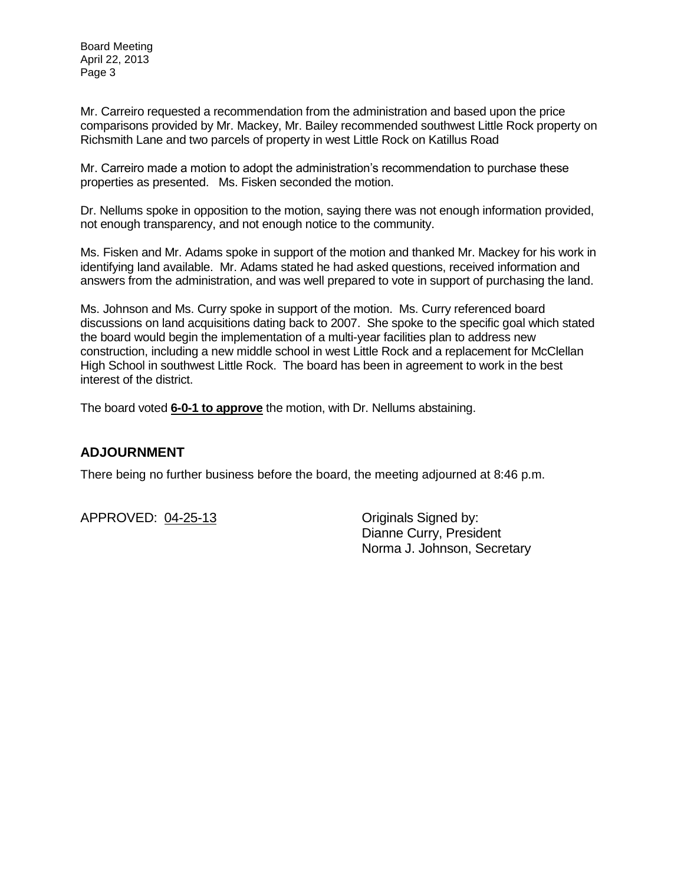Mr. Carreiro requested a recommendation from the administration and based upon the price comparisons provided by Mr. Mackey, Mr. Bailey recommended southwest Little Rock property on Richsmith Lane and two parcels of property in west Little Rock on Katillus Road

Mr. Carreiro made a motion to adopt the administration's recommendation to purchase these properties as presented. Ms. Fisken seconded the motion.

Dr. Nellums spoke in opposition to the motion, saying there was not enough information provided, not enough transparency, and not enough notice to the community.

Ms. Fisken and Mr. Adams spoke in support of the motion and thanked Mr. Mackey for his work in identifying land available. Mr. Adams stated he had asked questions, received information and answers from the administration, and was well prepared to vote in support of purchasing the land.

Ms. Johnson and Ms. Curry spoke in support of the motion. Ms. Curry referenced board discussions on land acquisitions dating back to 2007. She spoke to the specific goal which stated the board would begin the implementation of a multi-year facilities plan to address new construction, including a new middle school in west Little Rock and a replacement for McClellan High School in southwest Little Rock. The board has been in agreement to work in the best interest of the district.

The board voted **6-0-1 to approve** the motion, with Dr. Nellums abstaining.

## ADJOURNMENT

There being no further business before the board, the meeting adjourned at 8:46 p.m.

APPROVED: 04-25-13

Originals Signed by:
Dianne Curry, President
Norma J. Johnson, Secretary